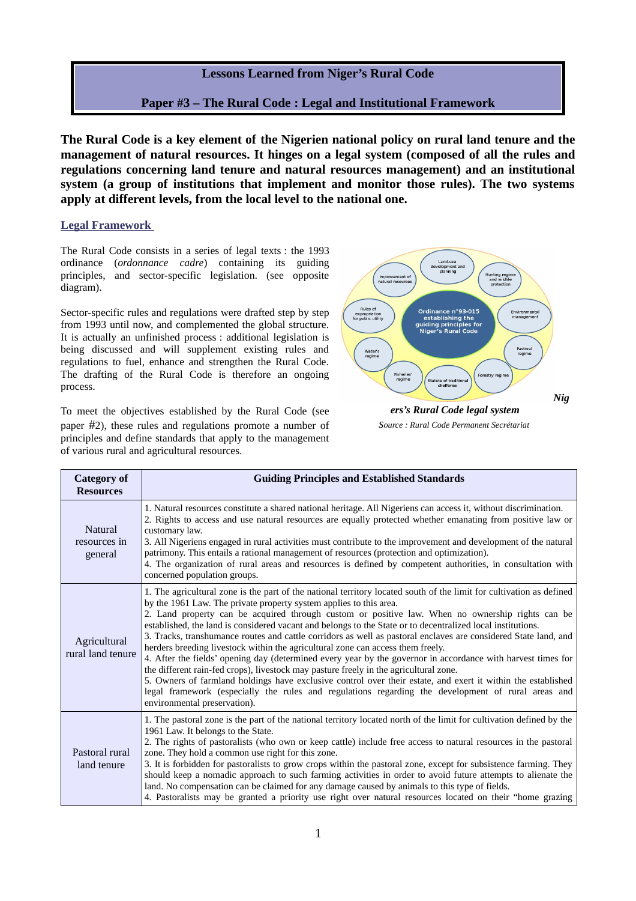**Lessons Learned from Niger's Rural Code**

**Paper #3 – The Rural Code : Legal and Institutional Framework**

**The Rural Code is a key element of the Nigerien national policy on rural land tenure and the management of natural resources. It hinges on a legal system (composed of all the rules and regulations concerning land tenure and natural resources management) and an institutional system (a group of institutions that implement and monitor those rules). The two systems apply at different levels, from the local level to the national one.**

## Legal Framework

The Rural Code consists in a series of legal texts : the 1993 ordinance (*ordonnance cadre*) containing its guiding principles, and sector-specific legislation. (see opposite diagram).

Sector-specific rules and regulations were drafted step by step from 1993 until now, and complemented the global structure. It is actually an unfinished process : additional legislation is being discussed and will supplement existing rules and regulations to fuel, enhance and strengthen the Rural Code. The drafting of the Rural Code is therefore an ongoing process.

To meet the objectives established by the Rural Code (see paper #2), these rules and regulations promote a number of principles and define standards that apply to the management of various rural and agricultural resources.

Ordinance n°93-015 establishing the guiding principles for Niger's Rural Code — Land-use development and planning; Hunting regime and wildlife protection; Environmental management; Pastoral regime; Forestry regime; Statute of traditional chefferies; Fisheries' regime; Water's regime; Rules of expropriation for public utility; Improvement of natural resources

***Niger's Rural Code legal system***

*Source : Rural Code Permanent Secrétariat*

| Category of Resources | Guiding Principles and Established Standards |
|---|---|
| Natural resources in general | 1. Natural resources constitute a shared national heritage. All Nigeriens can access it, without discrimination.<br>2. Rights to access and use natural resources are equally protected whether emanating from positive law or customary law.<br>3. All Nigeriens engaged in rural activities must contribute to the improvement and development of the natural patrimony. This entails a rational management of resources (protection and optimization).<br>4. The organization of rural areas and resources is defined by competent authorities, in consultation with concerned population groups. |
| Agricultural rural land tenure | 1. The agricultural zone is the part of the national territory located south of the limit for cultivation as defined by the 1961 Law. The private property system applies to this area.<br>2. Land property can be acquired through custom or positive law. When no ownership rights can be established, the land is considered vacant and belongs to the State or to decentralized local institutions.<br>3. Tracks, transhumance routes and cattle corridors as well as pastoral enclaves are considered State land, and herders breeding livestock within the agricultural zone can access them freely.<br>4. After the fields' opening day (determined every year by the governor in accordance with harvest times for the different rain-fed crops), livestock may pasture freely in the agricultural zone.<br>5. Owners of farmland holdings have exclusive control over their estate, and exert it within the established legal framework (especially the rules and regulations regarding the development of rural areas and environmental preservation). |
| Pastoral rural land tenure | 1. The pastoral zone is the part of the national territory located north of the limit for cultivation defined by the 1961 Law. It belongs to the State.<br>2. The rights of pastoralists (who own or keep cattle) include free access to natural resources in the pastoral zone. They hold a common use right for this zone.<br>3. It is forbidden for pastoralists to grow crops within the pastoral zone, except for subsistence farming. They should keep a nomadic approach to such farming activities in order to avoid future attempts to alienate the land. No compensation can be claimed for any damage caused by animals to this type of fields.<br>4. Pastoralists may be granted a priority use right over natural resources located on their "home grazing |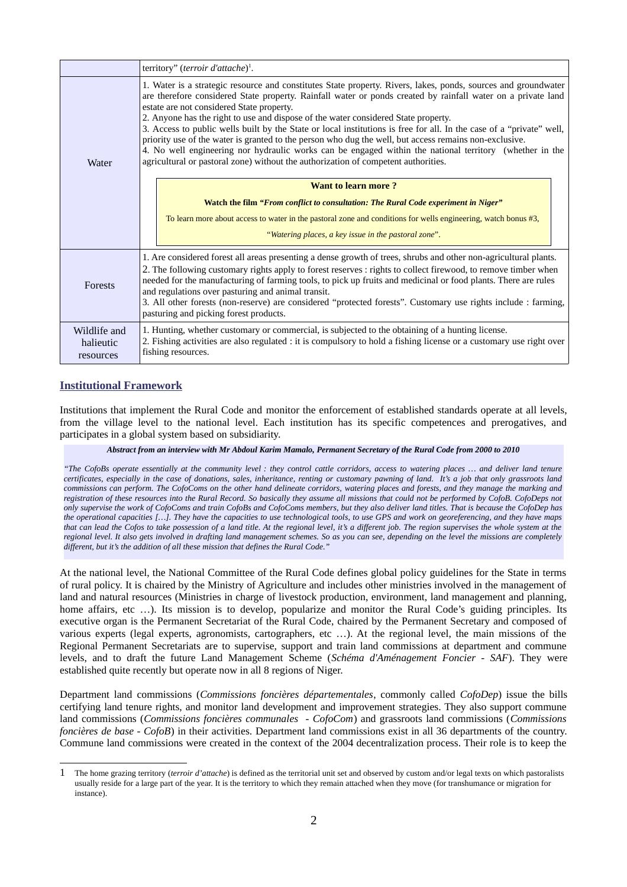| | |
|---|---|
| | territory" (*terroir d'attache*)[1]. |
| Water | 1. Water is a strategic resource and constitutes State property. Rivers, lakes, ponds, sources and groundwater are therefore considered State property. Rainfall water or ponds created by rainfall water on a private land estate are not considered State property.<br>2. Anyone has the right to use and dispose of the water considered State property.<br>3. Access to public wells built by the State or local institutions is free for all. In the case of a "private" well, priority use of the water is granted to the person who dug the well, but access remains non-exclusive.<br>4. No well engineering nor hydraulic works can be engaged within the national territory (whether in the agricultural or pastoral zone) without the authorization of competent authorities.<br><br>**Want to learn more ?**<br>**Watch the film *"From conflict to consultation: The Rural Code experiment in Niger"***<br>To learn more about access to water in the pastoral zone and conditions for wells engineering, watch bonus #3, "*Watering places, a key issue in the pastoral zone*". |
| Forests | 1. Are considered forest all areas presenting a dense growth of trees, shrubs and other non-agricultural plants.<br>2. The following customary rights apply to forest reserves : rights to collect firewood, to remove timber when needed for the manufacturing of farming tools, to pick up fruits and medicinal or food plants. There are rules and regulations over pasturing and animal transit.<br>3. All other forests (non-reserve) are considered "protected forests". Customary use rights include : farming, pasturing and picking forest products. |
| Wildlife and halieutic resources | 1. Hunting, whether customary or commercial, is subjected to the obtaining of a hunting license.<br>2. Fishing activities are also regulated : it is compulsory to hold a fishing license or a customary use right over fishing resources. |

## Institutional Framework

Institutions that implement the Rural Code and monitor the enforcement of established standards operate at all levels, from the village level to the national level. Each institution has its specific competences and prerogatives, and participates in a global system based on subsidiarity.

***Abstract from an interview with Mr Abdoul Karim Mamalo, Permanent Secretary of the Rural Code from 2000 to 2010***

*"The CofoBs operate essentially at the community level : they control cattle corridors, access to watering places … and deliver land tenure certificates, especially in the case of donations, sales, inheritance, renting or customary pawning of land. It's a job that only grassroots land commissions can perform. The CofoComs on the other hand delineate corridors, watering places and forests, and they manage the marking and registration of these resources into the Rural Record. So basically they assume all missions that could not be performed by CofoB. CofoDeps not only supervise the work of CofoComs and train CofoBs and CofoComs members, but they also deliver land titles. That is because the CofoDep has the operational capacities […]. They have the capacities to use technological tools, to use GPS and work on georeferencing, and they have maps that can lead the Cofos to take possession of a land title. At the regional level, it's a different job. The region supervises the whole system at the regional level. It also gets involved in drafting land management schemes. So as you can see, depending on the level the missions are completely different, but it's the addition of all these mission that defines the Rural Code."*

At the national level, the National Committee of the Rural Code defines global policy guidelines for the State in terms of rural policy. It is chaired by the Ministry of Agriculture and includes other ministries involved in the management of land and natural resources (Ministries in charge of livestock production, environment, land management and planning, home affairs, etc …). Its mission is to develop, popularize and monitor the Rural Code's guiding principles. Its executive organ is the Permanent Secretariat of the Rural Code, chaired by the Permanent Secretary and composed of various experts (legal experts, agronomists, cartographers, etc …). At the regional level, the main missions of the Regional Permanent Secretariats are to supervise, support and train land commissions at department and commune levels, and to draft the future Land Management Scheme (*Schéma d'Aménagement Foncier - SAF*). They were established quite recently but operate now in all 8 regions of Niger.

Department land commissions (*Commissions foncières départementales*, commonly called *CofoDep*) issue the bills certifying land tenure rights, and monitor land development and improvement strategies. They also support commune land commissions (*Commissions foncières communales - CofoCom*) and grassroots land commissions (*Commissions foncières de base - CofoB*) in their activities. Department land commissions exist in all 36 departments of the country. Commune land commissions were created in the context of the 2004 decentralization process. Their role is to keep the

---

[1] The home grazing territory (*terroir d'attache*) is defined as the territorial unit set and observed by custom and/or legal texts on which pastoralists usually reside for a large part of the year. It is the territory to which they remain attached when they move (for transhumance or migration for instance).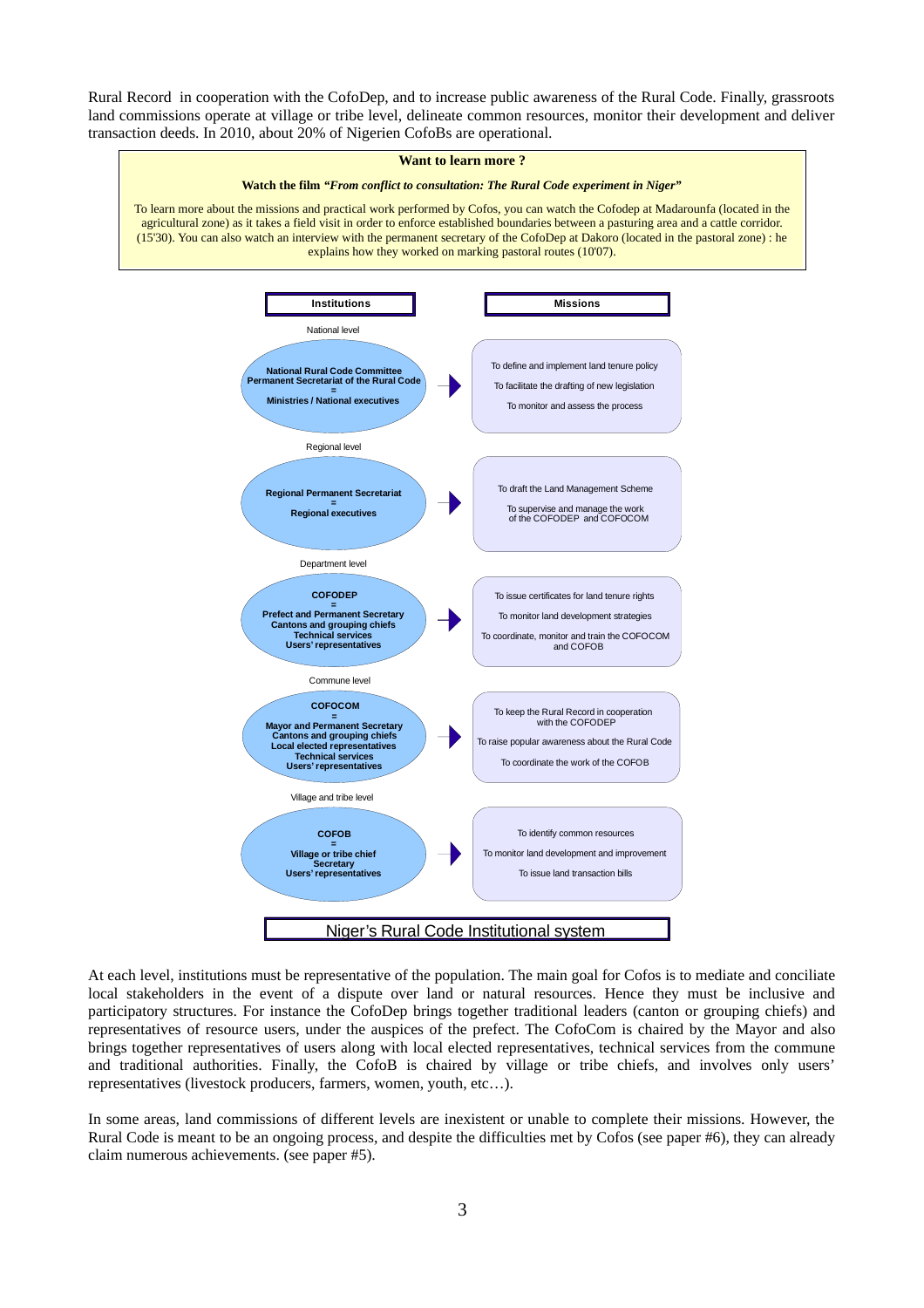Rural Record in cooperation with the CofoDep, and to increase public awareness of the Rural Code. Finally, grassroots land commissions operate at village or tribe level, delineate common resources, monitor their development and deliver transaction deeds. In 2010, about 20% of Nigerien CofoBs are operational.

> **Want to learn more ?**
>
> **Watch the film *"From conflict to consultation: The Rural Code experiment in Niger"***
>
> To learn more about the missions and practical work performed by Cofos, you can watch the Cofodep at Madarounfa (located in the agricultural zone) as it takes a field visit in order to enforce established boundaries between a pasturing area and a cattle corridor. (15'30). You can also watch an interview with the permanent secretary of the CofoDep at Dakoro (located in the pastoral zone) : he explains how they worked on marking pastoral routes (10'07).

| Institutions | Missions |
|---|---|
| National level<br>**National Rural Code Committee<br>Permanent Secretariat of the Rural Code<br>=<br>Ministries / National executives** | To define and implement land tenure policy<br>To facilitate the drafting of new legislation<br>To monitor and assess the process |
| Regional level<br>**Regional Permanent Secretariat<br>=<br>Regional executives** | To draft the Land Management Scheme<br>To supervise and manage the work of the COFODEP and COFOCOM |
| Department level<br>**COFODEP<br>=<br>Prefect and Permanent Secretary<br>Cantons and grouping chiefs<br>Technical services<br>Users' representatives** | To issue certificates for land tenure rights<br>To monitor land development strategies<br>To coordinate, monitor and train the COFOCOM and COFOB |
| Commune level<br>**COFOCOM<br>=<br>Mayor and Permanent Secretary<br>Cantons and grouping chiefs<br>Local elected representatives<br>Technical services<br>Users' representatives** | To keep the Rural Record in cooperation with the COFODEP<br>To raise popular awareness about the Rural Code<br>To coordinate the work of the COFOB |
| Village and tribe level<br>**COFOB<br>=<br>Village or tribe chief<br>Secretary<br>Users' representatives** | To identify common resources<br>To monitor land development and improvement<br>To issue land transaction bills |

Niger's Rural Code Institutional system

At each level, institutions must be representative of the population. The main goal for Cofos is to mediate and conciliate local stakeholders in the event of a dispute over land or natural resources. Hence they must be inclusive and participatory structures. For instance the CofoDep brings together traditional leaders (canton or grouping chiefs) and representatives of resource users, under the auspices of the prefect. The CofoCom is chaired by the Mayor and also brings together representatives of users along with local elected representatives, technical services from the commune and traditional authorities. Finally, the CofoB is chaired by village or tribe chiefs, and involves only users' representatives (livestock producers, farmers, women, youth, etc…).

In some areas, land commissions of different levels are inexistent or unable to complete their missions. However, the Rural Code is meant to be an ongoing process, and despite the difficulties met by Cofos (see paper #6), they can already claim numerous achievements. (see paper #5).